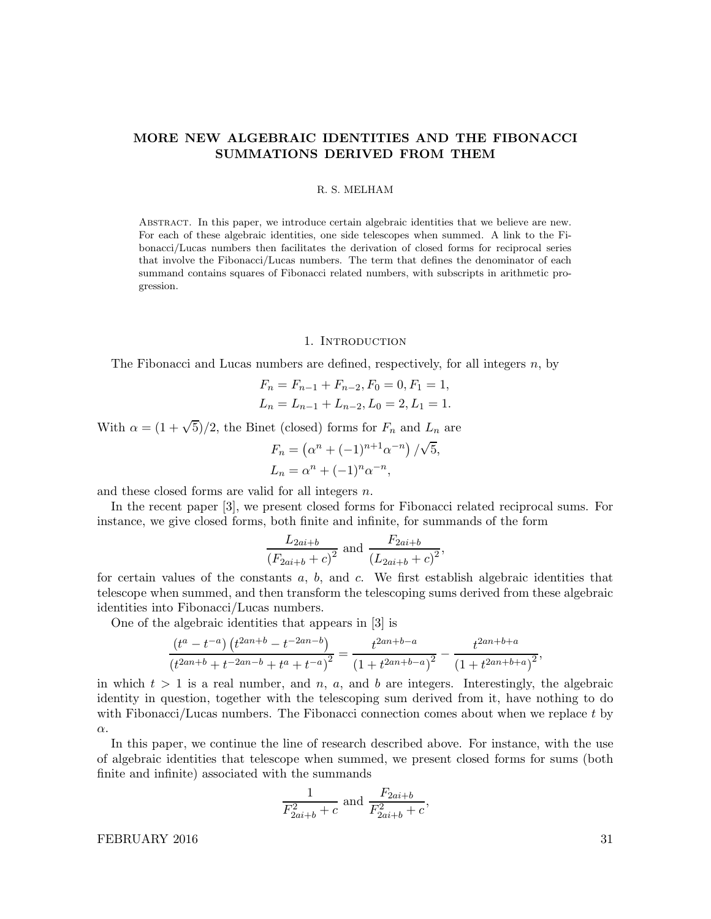# MORE NEW ALGEBRAIC IDENTITIES AND THE FIBONACCI SUMMATIONS DERIVED FROM THEM

R. S. MELHAM

Abstract. In this paper, we introduce certain algebraic identities that we believe are new. For each of these algebraic identities, one side telescopes when summed. A link to the Fibonacci/Lucas numbers then facilitates the derivation of closed forms for reciprocal series that involve the Fibonacci/Lucas numbers. The term that defines the denominator of each summand contains squares of Fibonacci related numbers, with subscripts in arithmetic progression.

## 1. Introduction

The Fibonacci and Lucas numbers are defined, respectively, for all integers $n$, by

$$F_n = F_{n-1} + F_{n-2}, F_0 = 0, F_1 = 1,$$
$$L_n = L_{n-1} + L_{n-2}, L_0 = 2, L_1 = 1.$$

With $\alpha = (1+\sqrt{5})/2$, the Binet (closed) forms for $F_n$ and $L_n$ are

$$F_n = \left(\alpha^n + (-1)^{n+1}\alpha^{-n}\right)/\sqrt{5},$$
$$L_n = \alpha^n + (-1)^n\alpha^{-n},$$

and these closed forms are valid for all integers $n$.

In the recent paper [3], we present closed forms for Fibonacci related reciprocal sums. For instance, we give closed forms, both finite and infinite, for summands of the form

$$\frac{L_{2ai+b}}{\left(F_{2ai+b}+c\right)^2} \text{ and } \frac{F_{2ai+b}}{\left(L_{2ai+b}+c\right)^2},$$

for certain values of the constants $a$, $b$, and $c$. We first establish algebraic identities that telescope when summed, and then transform the telescoping sums derived from these algebraic identities into Fibonacci/Lucas numbers.

One of the algebraic identities that appears in [3] is

$$\frac{\left(t^a - t^{-a}\right)\left(t^{2an+b} - t^{-2an-b}\right)}{\left(t^{2an+b} + t^{-2an-b} + t^a + t^{-a}\right)^2} = \frac{t^{2an+b-a}}{\left(1+t^{2an+b-a}\right)^2} - \frac{t^{2an+b+a}}{\left(1+t^{2an+b+a}\right)^2},$$

in which $t > 1$ is a real number, and $n$, $a$, and $b$ are integers. Interestingly, the algebraic identity in question, together with the telescoping sum derived from it, have nothing to do with Fibonacci/Lucas numbers. The Fibonacci connection comes about when we replace $t$ by $\alpha$.

In this paper, we continue the line of research described above. For instance, with the use of algebraic identities that telescope when summed, we present closed forms for sums (both finite and infinite) associated with the summands

$$\frac{1}{F_{2ai+b}^2 + c} \text{ and } \frac{F_{2ai+b}}{F_{2ai+b}^2 + c},$$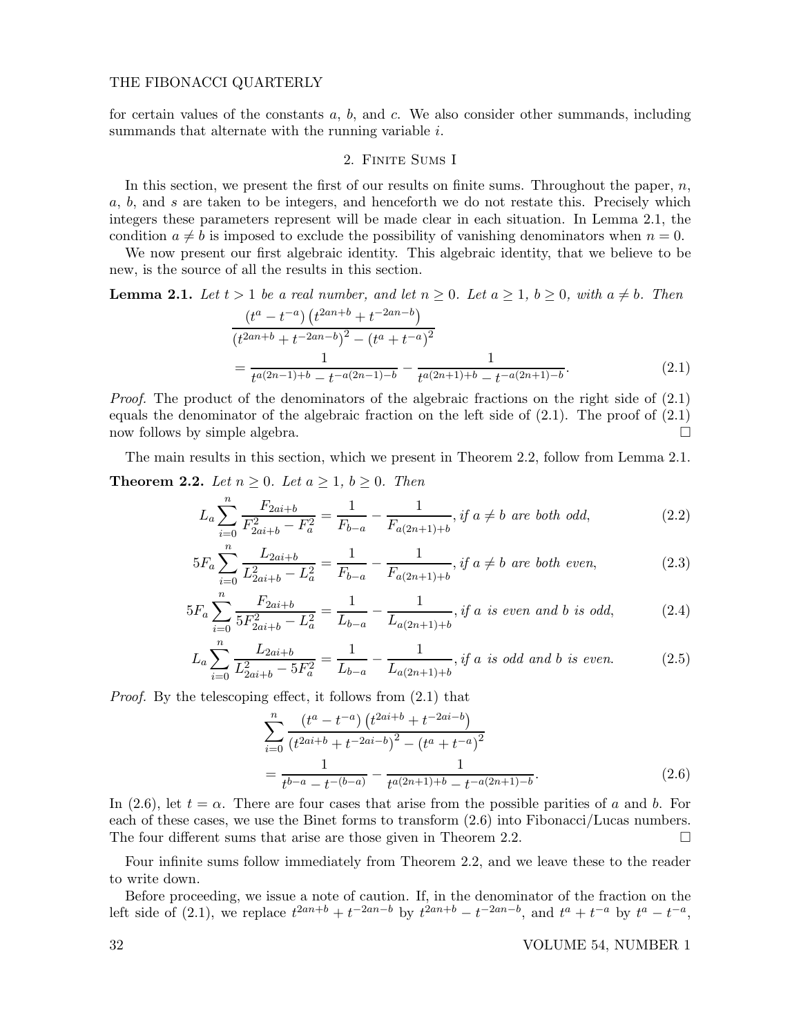for certain values of the constants $a$, $b$, and $c$. We also consider other summands, including summands that alternate with the running variable $i$.

## 2. Finite Sums I

In this section, we present the first of our results on finite sums. Throughout the paper, $n$, $a$, $b$, and $s$ are taken to be integers, and henceforth we do not restate this. Precisely which integers these parameters represent will be made clear in each situation. In Lemma 2.1, the condition $a \neq b$ is imposed to exclude the possibility of vanishing denominators when $n = 0$.

We now present our first algebraic identity. This algebraic identity, that we believe to be new, is the source of all the results in this section.

**Lemma 2.1.** *Let $t > 1$ be a real number, and let $n \geq 0$. Let $a \geq 1$, $b \geq 0$, with $a \neq b$. Then*

$$\frac{(t^a - t^{-a})\left(t^{2an+b} + t^{-2an-b}\right)}{\left(t^{2an+b} + t^{-2an-b}\right)^2 - (t^a + t^{-a})^2} = \frac{1}{t^{a(2n-1)+b} - t^{-a(2n-1)-b}} - \frac{1}{t^{a(2n+1)+b} - t^{-a(2n+1)-b}}. \tag{2.1}$$

*Proof.* The product of the denominators of the algebraic fractions on the right side of (2.1) equals the denominator of the algebraic fraction on the left side of (2.1). The proof of (2.1) now follows by simple algebra. $\square$

The main results in this section, which we present in Theorem 2.2, follow from Lemma 2.1.

**Theorem 2.2.** *Let $n \geq 0$. Let $a \geq 1$, $b \geq 0$. Then*

$$L_a \sum_{i=0}^{n} \frac{F_{2ai+b}}{F_{2ai+b}^2 - F_a^2} = \frac{1}{F_{b-a}} - \frac{1}{F_{a(2n+1)+b}}, \text{ if } a \neq b \text{ are both odd}, \tag{2.2}$$

$$5F_a \sum_{i=0}^{n} \frac{L_{2ai+b}}{L_{2ai+b}^2 - L_a^2} = \frac{1}{F_{b-a}} - \frac{1}{F_{a(2n+1)+b}}, \text{ if } a \neq b \text{ are both even}, \tag{2.3}$$

$$5F_a \sum_{i=0}^{n} \frac{F_{2ai+b}}{5F_{2ai+b}^2 - L_a^2} = \frac{1}{L_{b-a}} - \frac{1}{L_{a(2n+1)+b}}, \text{ if } a \text{ is even and } b \text{ is odd}, \tag{2.4}$$

$$L_a \sum_{i=0}^{n} \frac{L_{2ai+b}}{L_{2ai+b}^2 - 5F_a^2} = \frac{1}{L_{b-a}} - \frac{1}{L_{a(2n+1)+b}}, \text{ if } a \text{ is odd and } b \text{ is even}. \tag{2.5}$$

*Proof.* By the telescoping effect, it follows from (2.1) that

$$\sum_{i=0}^{n} \frac{(t^a - t^{-a})\left(t^{2ai+b} + t^{-2ai-b}\right)}{\left(t^{2ai+b} + t^{-2ai-b}\right)^2 - (t^a + t^{-a})^2} = \frac{1}{t^{b-a} - t^{-(b-a)}} - \frac{1}{t^{a(2n+1)+b} - t^{-a(2n+1)-b}}. \tag{2.6}$$

In (2.6), let $t = \alpha$. There are four cases that arise from the possible parities of $a$ and $b$. For each of these cases, we use the Binet forms to transform (2.6) into Fibonacci/Lucas numbers. The four different sums that arise are those given in Theorem 2.2. $\square$

Four infinite sums follow immediately from Theorem 2.2, and we leave these to the reader to write down.

Before proceeding, we issue a note of caution. If, in the denominator of the fraction on the left side of (2.1), we replace $t^{2an+b} + t^{-2an-b}$ by $t^{2an+b} - t^{-2an-b}$, and $t^a + t^{-a}$ by $t^a - t^{-a}$,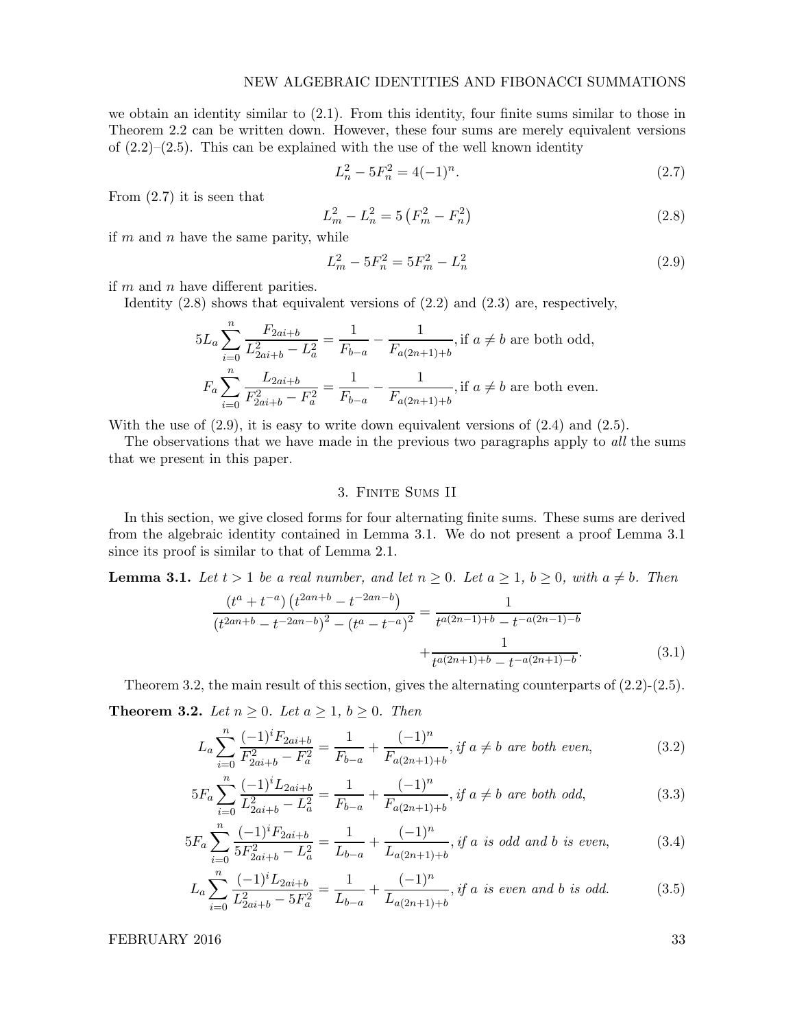we obtain an identity similar to (2.1). From this identity, four finite sums similar to those in Theorem 2.2 can be written down. However, these four sums are merely equivalent versions of (2.2)–(2.5). This can be explained with the use of the well known identity

$$L_n^2 - 5F_n^2 = 4(-1)^n. \tag{2.7}$$

From (2.7) it is seen that

$$L_m^2 - L_n^2 = 5\left(F_m^2 - F_n^2\right) \tag{2.8}$$

if $m$ and $n$ have the same parity, while

$$L_m^2 - 5F_n^2 = 5F_m^2 - L_n^2 \tag{2.9}$$

if $m$ and $n$ have different parities.

Identity (2.8) shows that equivalent versions of (2.2) and (2.3) are, respectively,

$$5L_a \sum_{i=0}^{n} \frac{F_{2ai+b}}{L_{2ai+b}^2 - L_a^2} = \frac{1}{F_{b-a}} - \frac{1}{F_{a(2n+1)+b}}, \text{if } a \neq b \text{ are both odd,}$$

$$F_a \sum_{i=0}^{n} \frac{L_{2ai+b}}{F_{2ai+b}^2 - F_a^2} = \frac{1}{F_{b-a}} - \frac{1}{F_{a(2n+1)+b}}, \text{if } a \neq b \text{ are both even.}$$

With the use of (2.9), it is easy to write down equivalent versions of (2.4) and (2.5).

The observations that we have made in the previous two paragraphs apply to *all* the sums that we present in this paper.

## 3. Finite Sums II

In this section, we give closed forms for four alternating finite sums. These sums are derived from the algebraic identity contained in Lemma 3.1. We do not present a proof Lemma 3.1 since its proof is similar to that of Lemma 2.1.

**Lemma 3.1.** *Let $t > 1$ be a real number, and let $n \geq 0$. Let $a \geq 1$, $b \geq 0$, with $a \neq b$. Then*

$$\frac{\left(t^a + t^{-a}\right)\left(t^{2an+b} - t^{-2an-b}\right)}{\left(t^{2an+b} - t^{-2an-b}\right)^2 - \left(t^a - t^{-a}\right)^2} = \frac{1}{t^{a(2n-1)+b} - t^{-a(2n-1)-b}} + \frac{1}{t^{a(2n+1)+b} - t^{-a(2n+1)-b}}. \tag{3.1}$$

Theorem 3.2, the main result of this section, gives the alternating counterparts of (2.2)-(2.5).

**Theorem 3.2.** *Let $n \geq 0$. Let $a \geq 1$, $b \geq 0$. Then*

$$L_a \sum_{i=0}^{n} \frac{(-1)^i F_{2ai+b}}{F_{2ai+b}^2 - F_a^2} = \frac{1}{F_{b-a}} + \frac{(-1)^n}{F_{a(2n+1)+b}}, \textit{if } a \neq b \textit{ are both even,} \tag{3.2}$$

$$5F_a \sum_{i=0}^{n} \frac{(-1)^i L_{2ai+b}}{L_{2ai+b}^2 - L_a^2} = \frac{1}{F_{b-a}} + \frac{(-1)^n}{F_{a(2n+1)+b}}, \textit{if } a \neq b \textit{ are both odd,} \tag{3.3}$$

$$5F_a \sum_{i=0}^{n} \frac{(-1)^i F_{2ai+b}}{5F_{2ai+b}^2 - L_a^2} = \frac{1}{L_{b-a}} + \frac{(-1)^n}{L_{a(2n+1)+b}}, \textit{if } a \textit{ is odd and } b \textit{ is even,} \tag{3.4}$$

$$L_a \sum_{i=0}^{n} \frac{(-1)^i L_{2ai+b}}{L_{2ai+b}^2 - 5F_a^2} = \frac{1}{L_{b-a}} + \frac{(-1)^n}{L_{a(2n+1)+b}}, \textit{if } a \textit{ is even and } b \textit{ is odd.} \tag{3.5}$$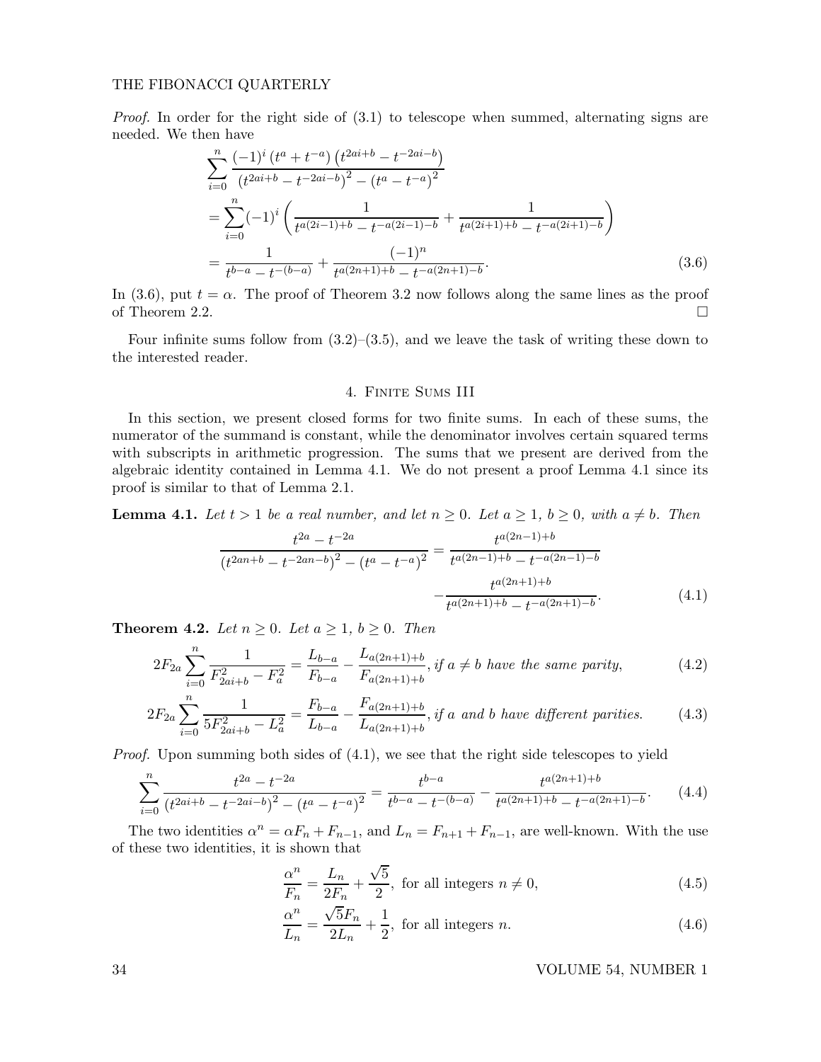*Proof.* In order for the right side of (3.1) to telescope when summed, alternating signs are needed. We then have

$$\begin{aligned}
&\sum_{i=0}^{n} \frac{(-1)^i \left(t^a + t^{-a}\right)\left(t^{2ai+b} - t^{-2ai-b}\right)}{\left(t^{2ai+b} - t^{-2ai-b}\right)^2 - \left(t^a - t^{-a}\right)^2} \\
&= \sum_{i=0}^{n} (-1)^i \left( \frac{1}{t^{a(2i-1)+b} - t^{-a(2i-1)-b}} + \frac{1}{t^{a(2i+1)+b} - t^{-a(2i+1)-b}} \right) \\
&= \frac{1}{t^{b-a} - t^{-(b-a)}} + \frac{(-1)^n}{t^{a(2n+1)+b} - t^{-a(2n+1)-b}}. \qquad (3.6)
\end{aligned}$$

In (3.6), put $t = \alpha$. The proof of Theorem 3.2 now follows along the same lines as the proof of Theorem 2.2. □

Four infinite sums follow from (3.2)–(3.5), and we leave the task of writing these down to the interested reader.

## 4. Finite Sums III

In this section, we present closed forms for two finite sums. In each of these sums, the numerator of the summand is constant, while the denominator involves certain squared terms with subscripts in arithmetic progression. The sums that we present are derived from the algebraic identity contained in Lemma 4.1. We do not present a proof Lemma 4.1 since its proof is similar to that of Lemma 2.1.

**Lemma 4.1.** *Let $t > 1$ be a real number, and let $n \geq 0$. Let $a \geq 1$, $b \geq 0$, with $a \neq b$. Then*

$$\frac{t^{2a} - t^{-2a}}{\left(t^{2an+b} - t^{-2an-b}\right)^2 - \left(t^a - t^{-a}\right)^2} = \frac{t^{a(2n-1)+b}}{t^{a(2n-1)+b} - t^{-a(2n-1)-b}} - \frac{t^{a(2n+1)+b}}{t^{a(2n+1)+b} - t^{-a(2n+1)-b}}. \qquad (4.1)$$

**Theorem 4.2.** *Let $n \geq 0$. Let $a \geq 1$, $b \geq 0$. Then*

$$2F_{2a} \sum_{i=0}^{n} \frac{1}{F_{2ai+b}^2 - F_a^2} = \frac{L_{b-a}}{F_{b-a}} - \frac{L_{a(2n+1)+b}}{F_{a(2n+1)+b}}, \text{ if } a \neq b \text{ have the same parity,} \qquad (4.2)$$

$$2F_{2a} \sum_{i=0}^{n} \frac{1}{5F_{2ai+b}^2 - L_a^2} = \frac{F_{b-a}}{L_{b-a}} - \frac{F_{a(2n+1)+b}}{L_{a(2n+1)+b}}, \text{ if } a \text{ and } b \text{ have different parities.} \qquad (4.3)$$

*Proof.* Upon summing both sides of (4.1), we see that the right side telescopes to yield

$$\sum_{i=0}^{n} \frac{t^{2a} - t^{-2a}}{\left(t^{2ai+b} - t^{-2ai-b}\right)^2 - \left(t^a - t^{-a}\right)^2} = \frac{t^{b-a}}{t^{b-a} - t^{-(b-a)}} - \frac{t^{a(2n+1)+b}}{t^{a(2n+1)+b} - t^{-a(2n+1)-b}}. \qquad (4.4)$$

The two identities $\alpha^n = \alpha F_n + F_{n-1}$, and $L_n = F_{n+1} + F_{n-1}$, are well-known. With the use of these two identities, it is shown that

$$\frac{\alpha^n}{F_n} = \frac{L_n}{2F_n} + \frac{\sqrt{5}}{2}, \text{ for all integers } n \neq 0, \qquad (4.5)$$

$$\frac{\alpha^n}{L_n} = \frac{\sqrt{5}F_n}{2L_n} + \frac{1}{2}, \text{ for all integers } n. \qquad (4.6)$$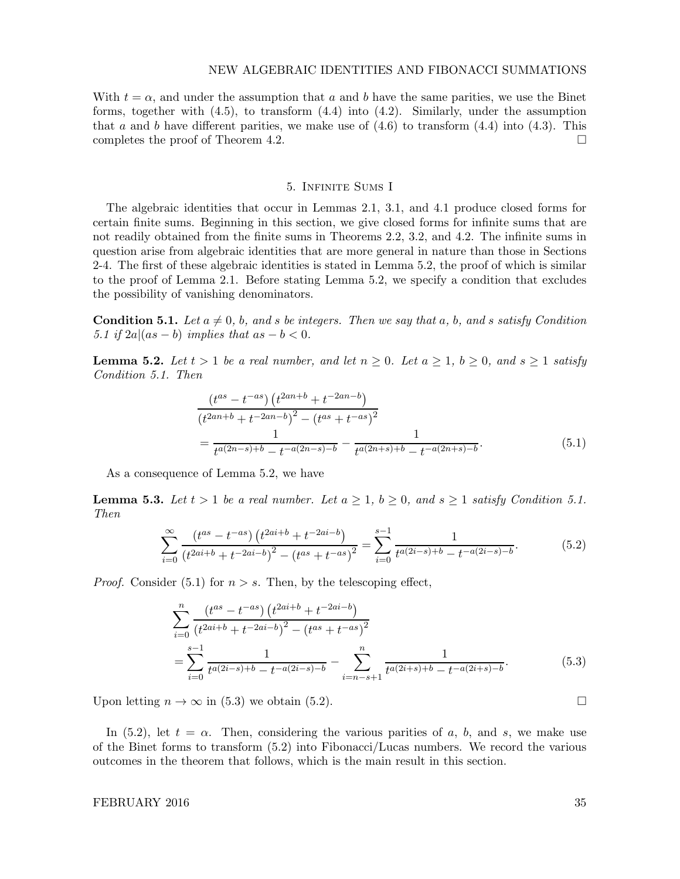With $t = \alpha$, and under the assumption that $a$ and $b$ have the same parities, we use the Binet forms, together with (4.5), to transform (4.4) into (4.2). Similarly, under the assumption that $a$ and $b$ have different parities, we make use of (4.6) to transform (4.4) into (4.3). This completes the proof of Theorem 4.2. $\square$

## 5. Infinite Sums I

The algebraic identities that occur in Lemmas 2.1, 3.1, and 4.1 produce closed forms for certain finite sums. Beginning in this section, we give closed forms for infinite sums that are not readily obtained from the finite sums in Theorems 2.2, 3.2, and 4.2. The infinite sums in question arise from algebraic identities that are more general in nature than those in Sections 2-4. The first of these algebraic identities is stated in Lemma 5.2, the proof of which is similar to the proof of Lemma 2.1. Before stating Lemma 5.2, we specify a condition that excludes the possibility of vanishing denominators.

**Condition 5.1.** *Let $a \neq 0$, $b$, and $s$ be integers. Then we say that $a$, $b$, and $s$ satisfy Condition 5.1 if $2a|(as - b)$ implies that $as - b < 0$.*

**Lemma 5.2.** *Let $t > 1$ be a real number, and let $n \geq 0$. Let $a \geq 1$, $b \geq 0$, and $s \geq 1$ satisfy Condition 5.1. Then*

$$\begin{aligned}
&\frac{\left(t^{as} - t^{-as}\right)\left(t^{2an+b} + t^{-2an-b}\right)}{\left(t^{2an+b} + t^{-2an-b}\right)^2 - \left(t^{as} + t^{-as}\right)^2} \\
&= \frac{1}{t^{a(2n-s)+b} - t^{-a(2n-s)-b}} - \frac{1}{t^{a(2n+s)+b} - t^{-a(2n+s)-b}}.
\end{aligned} \tag{5.1}$$

As a consequence of Lemma 5.2, we have

**Lemma 5.3.** *Let $t > 1$ be a real number. Let $a \geq 1$, $b \geq 0$, and $s \geq 1$ satisfy Condition 5.1. Then*

$$\sum_{i=0}^{\infty} \frac{\left(t^{as} - t^{-as}\right)\left(t^{2ai+b} + t^{-2ai-b}\right)}{\left(t^{2ai+b} + t^{-2ai-b}\right)^2 - \left(t^{as} + t^{-as}\right)^2} = \sum_{i=0}^{s-1} \frac{1}{t^{a(2i-s)+b} - t^{-a(2i-s)-b}}. \tag{5.2}$$

*Proof.* Consider (5.1) for $n > s$. Then, by the telescoping effect,

$$\begin{aligned}
&\sum_{i=0}^{n} \frac{\left(t^{as} - t^{-as}\right)\left(t^{2ai+b} + t^{-2ai-b}\right)}{\left(t^{2ai+b} + t^{-2ai-b}\right)^2 - \left(t^{as} + t^{-as}\right)^2} \\
&= \sum_{i=0}^{s-1} \frac{1}{t^{a(2i-s)+b} - t^{-a(2i-s)-b}} - \sum_{i=n-s+1}^{n} \frac{1}{t^{a(2i+s)+b} - t^{-a(2i+s)-b}}.
\end{aligned} \tag{5.3}$$

Upon letting $n \to \infty$ in (5.3) we obtain (5.2). $\square$

In (5.2), let $t = \alpha$. Then, considering the various parities of $a$, $b$, and $s$, we make use of the Binet forms to transform (5.2) into Fibonacci/Lucas numbers. We record the various outcomes in the theorem that follows, which is the main result in this section.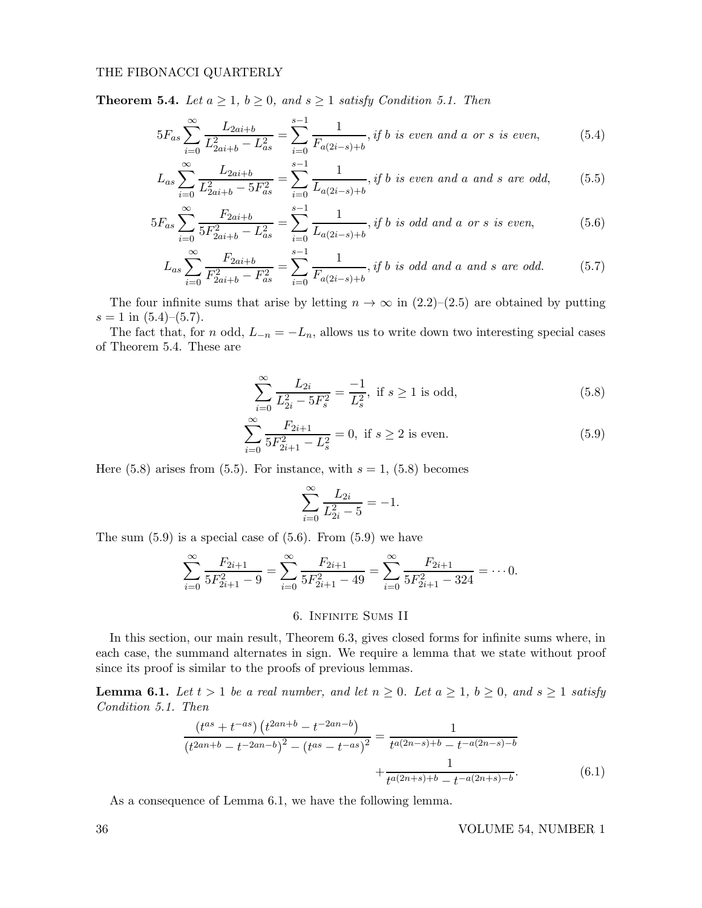**Theorem 5.4.** *Let $a \geq 1$, $b \geq 0$, and $s \geq 1$ satisfy Condition 5.1. Then*

$$5F_{as}\sum_{i=0}^{\infty}\frac{L_{2ai+b}}{L_{2ai+b}^2 - L_{as}^2} = \sum_{i=0}^{s-1}\frac{1}{F_{a(2i-s)+b}}, \text{ if } b \text{ is even and } a \text{ or } s \text{ is even,} \tag{5.4}$$

$$L_{as}\sum_{i=0}^{\infty}\frac{L_{2ai+b}}{L_{2ai+b}^2 - 5F_{as}^2} = \sum_{i=0}^{s-1}\frac{1}{L_{a(2i-s)+b}}, \text{ if } b \text{ is even and } a \text{ and } s \text{ are odd,} \tag{5.5}$$

$$5F_{as}\sum_{i=0}^{\infty}\frac{F_{2ai+b}}{5F_{2ai+b}^2 - L_{as}^2} = \sum_{i=0}^{s-1}\frac{1}{L_{a(2i-s)+b}}, \text{ if } b \text{ is odd and } a \text{ or } s \text{ is even,} \tag{5.6}$$

$$L_{as}\sum_{i=0}^{\infty}\frac{F_{2ai+b}}{F_{2ai+b}^2 - F_{as}^2} = \sum_{i=0}^{s-1}\frac{1}{F_{a(2i-s)+b}}, \text{ if } b \text{ is odd and } a \text{ and } s \text{ are odd.} \tag{5.7}$$

The four infinite sums that arise by letting $n \to \infty$ in (2.2)–(2.5) are obtained by putting $s = 1$ in (5.4)–(5.7).

The fact that, for $n$ odd, $L_{-n} = -L_n$, allows us to write down two interesting special cases of Theorem 5.4. These are

$$\sum_{i=0}^{\infty}\frac{L_{2i}}{L_{2i}^2 - 5F_s^2} = \frac{-1}{L_s^2}, \text{ if } s \geq 1 \text{ is odd,} \tag{5.8}$$

$$\sum_{i=0}^{\infty}\frac{F_{2i+1}}{5F_{2i+1}^2 - L_s^2} = 0, \text{ if } s \geq 2 \text{ is even.} \tag{5.9}$$

Here (5.8) arises from (5.5). For instance, with $s = 1$, (5.8) becomes

$$\sum_{i=0}^{\infty}\frac{L_{2i}}{L_{2i}^2 - 5} = -1.$$

The sum (5.9) is a special case of (5.6). From (5.9) we have

$$\sum_{i=0}^{\infty}\frac{F_{2i+1}}{5F_{2i+1}^2 - 9} = \sum_{i=0}^{\infty}\frac{F_{2i+1}}{5F_{2i+1}^2 - 49} = \sum_{i=0}^{\infty}\frac{F_{2i+1}}{5F_{2i+1}^2 - 324} = \cdots 0.$$

## 6. Infinite Sums II

In this section, our main result, Theorem 6.3, gives closed forms for infinite sums where, in each case, the summand alternates in sign. We require a lemma that we state without proof since its proof is similar to the proofs of previous lemmas.

**Lemma 6.1.** *Let $t > 1$ be a real number, and let $n \geq 0$. Let $a \geq 1$, $b \geq 0$, and $s \geq 1$ satisfy Condition 5.1. Then*

$$\frac{\left(t^{as} + t^{-as}\right)\left(t^{2an+b} - t^{-2an-b}\right)}{\left(t^{2an+b} - t^{-2an-b}\right)^2 - \left(t^{as} - t^{-as}\right)^2} = \frac{1}{t^{a(2n-s)+b} - t^{-a(2n-s)-b}} + \frac{1}{t^{a(2n+s)+b} - t^{-a(2n+s)-b}}. \tag{6.1}$$

As a consequence of Lemma 6.1, we have the following lemma.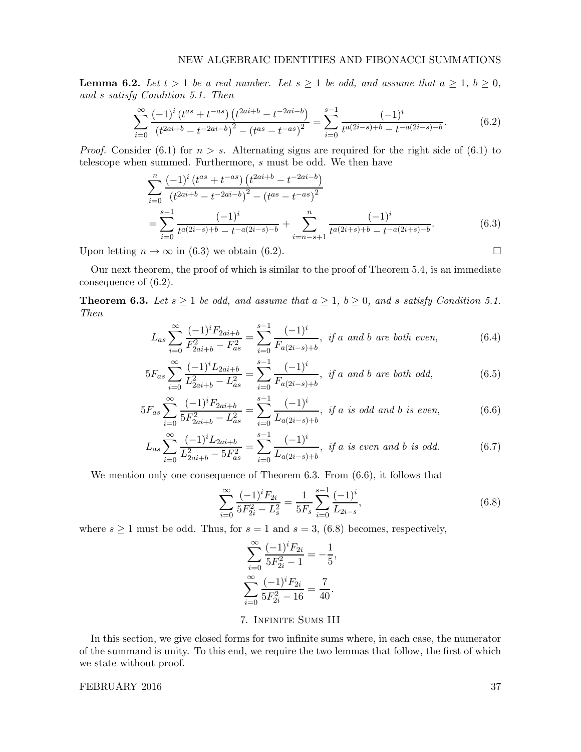**Lemma 6.2.** *Let $t > 1$ be a real number. Let $s \geq 1$ be odd, and assume that $a \geq 1$, $b \geq 0$, and $s$ satisfy Condition 5.1. Then*

$$\sum_{i=0}^{\infty} \frac{(-1)^i \left(t^{as} + t^{-as}\right)\left(t^{2ai+b} - t^{-2ai-b}\right)}{\left(t^{2ai+b} - t^{-2ai-b}\right)^2 - \left(t^{as} - t^{-as}\right)^2} = \sum_{i=0}^{s-1} \frac{(-1)^i}{t^{a(2i-s)+b} - t^{-a(2i-s)-b}}. \tag{6.2}$$

*Proof.* Consider (6.1) for $n > s$. Alternating signs are required for the right side of (6.1) to telescope when summed. Furthermore, $s$ must be odd. We then have

$$\sum_{i=0}^{n} \frac{(-1)^i \left(t^{as} + t^{-as}\right)\left(t^{2ai+b} - t^{-2ai-b}\right)}{\left(t^{2ai+b} - t^{-2ai-b}\right)^2 - \left(t^{as} - t^{-as}\right)^2}$$
$$= \sum_{i=0}^{s-1} \frac{(-1)^i}{t^{a(2i-s)+b} - t^{-a(2i-s)-b}} + \sum_{i=n-s+1}^{n} \frac{(-1)^i}{t^{a(2i+s)+b} - t^{-a(2i+s)-b}}. \tag{6.3}$$

Upon letting $n \to \infty$ in (6.3) we obtain (6.2). $\square$

Our next theorem, the proof of which is similar to the proof of Theorem 5.4, is an immediate consequence of (6.2).

**Theorem 6.3.** *Let $s \geq 1$ be odd, and assume that $a \geq 1$, $b \geq 0$, and $s$ satisfy Condition 5.1. Then*

$$L_{as} \sum_{i=0}^{\infty} \frac{(-1)^i F_{2ai+b}}{F_{2ai+b}^2 - F_{as}^2} = \sum_{i=0}^{s-1} \frac{(-1)^i}{F_{a(2i-s)+b}}, \text{ if } a \text{ and } b \text{ are both even}, \tag{6.4}$$

$$5F_{as} \sum_{i=0}^{\infty} \frac{(-1)^i L_{2ai+b}}{L_{2ai+b}^2 - L_{as}^2} = \sum_{i=0}^{s-1} \frac{(-1)^i}{F_{a(2i-s)+b}}, \text{ if } a \text{ and } b \text{ are both odd}, \tag{6.5}$$

$$5F_{as} \sum_{i=0}^{\infty} \frac{(-1)^i F_{2ai+b}}{5F_{2ai+b}^2 - L_{as}^2} = \sum_{i=0}^{s-1} \frac{(-1)^i}{L_{a(2i-s)+b}}, \text{ if } a \text{ is odd and } b \text{ is even}, \tag{6.6}$$

$$L_{as} \sum_{i=0}^{\infty} \frac{(-1)^i L_{2ai+b}}{L_{2ai+b}^2 - 5F_{as}^2} = \sum_{i=0}^{s-1} \frac{(-1)^i}{L_{a(2i-s)+b}}, \text{ if } a \text{ is even and } b \text{ is odd}. \tag{6.7}$$

We mention only one consequence of Theorem 6.3. From (6.6), it follows that

$$\sum_{i=0}^{\infty} \frac{(-1)^i F_{2i}}{5F_{2i}^2 - L_s^2} = \frac{1}{5F_s} \sum_{i=0}^{s-1} \frac{(-1)^i}{L_{2i-s}}, \tag{6.8}$$

where $s \geq 1$ must be odd. Thus, for $s = 1$ and $s = 3$, (6.8) becomes, respectively,

$$\sum_{i=0}^{\infty} \frac{(-1)^i F_{2i}}{5F_{2i}^2 - 1} = -\frac{1}{5},$$
$$\sum_{i=0}^{\infty} \frac{(-1)^i F_{2i}}{5F_{2i}^2 - 16} = \frac{7}{40}.$$

## 7. Infinite Sums III

In this section, we give closed forms for two infinite sums where, in each case, the numerator of the summand is unity. To this end, we require the two lemmas that follow, the first of which we state without proof.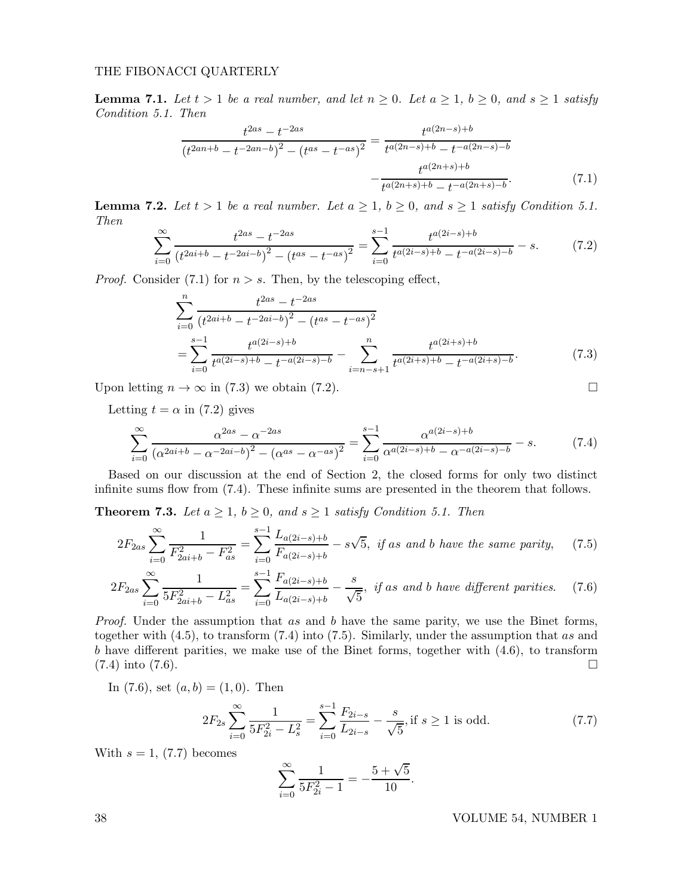**Lemma 7.1.** *Let $t > 1$ be a real number, and let $n \geq 0$. Let $a \geq 1$, $b \geq 0$, and $s \geq 1$ satisfy Condition 5.1. Then*

$$\frac{t^{2as} - t^{-2as}}{\left(t^{2an+b} - t^{-2an-b}\right)^2 - \left(t^{as} - t^{-as}\right)^2} = \frac{t^{a(2n-s)+b}}{t^{a(2n-s)+b} - t^{-a(2n-s)-b}} - \frac{t^{a(2n+s)+b}}{t^{a(2n+s)+b} - t^{-a(2n+s)-b}}. \tag{7.1}$$

**Lemma 7.2.** *Let $t > 1$ be a real number. Let $a \geq 1$, $b \geq 0$, and $s \geq 1$ satisfy Condition 5.1. Then*

$$\sum_{i=0}^{\infty} \frac{t^{2as} - t^{-2as}}{\left(t^{2ai+b} - t^{-2ai-b}\right)^2 - \left(t^{as} - t^{-as}\right)^2} = \sum_{i=0}^{s-1} \frac{t^{a(2i-s)+b}}{t^{a(2i-s)+b} - t^{-a(2i-s)-b}} - s. \tag{7.2}$$

*Proof.* Consider (7.1) for $n > s$. Then, by the telescoping effect,

$$\begin{aligned}
&\sum_{i=0}^{n} \frac{t^{2as} - t^{-2as}}{\left(t^{2ai+b} - t^{-2ai-b}\right)^2 - \left(t^{as} - t^{-as}\right)^2} \\
&= \sum_{i=0}^{s-1} \frac{t^{a(2i-s)+b}}{t^{a(2i-s)+b} - t^{-a(2i-s)-b}} - \sum_{i=n-s+1}^{n} \frac{t^{a(2i+s)+b}}{t^{a(2i+s)+b} - t^{-a(2i+s)-b}}.
\end{aligned} \tag{7.3}$$

Upon letting $n \to \infty$ in (7.3) we obtain (7.2). $\square$

Letting $t = \alpha$ in (7.2) gives

$$\sum_{i=0}^{\infty} \frac{\alpha^{2as} - \alpha^{-2as}}{\left(\alpha^{2ai+b} - \alpha^{-2ai-b}\right)^2 - \left(\alpha^{as} - \alpha^{-as}\right)^2} = \sum_{i=0}^{s-1} \frac{\alpha^{a(2i-s)+b}}{\alpha^{a(2i-s)+b} - \alpha^{-a(2i-s)-b}} - s. \tag{7.4}$$

Based on our discussion at the end of Section 2, the closed forms for only two distinct infinite sums flow from (7.4). These infinite sums are presented in the theorem that follows.

**Theorem 7.3.** *Let $a \geq 1$, $b \geq 0$, and $s \geq 1$ satisfy Condition 5.1. Then*

$$2F_{2as} \sum_{i=0}^{\infty} \frac{1}{F_{2ai+b}^2 - F_{as}^2} = \sum_{i=0}^{s-1} \frac{L_{a(2i-s)+b}}{F_{a(2i-s)+b}} - s\sqrt{5}, \text{ if } as \text{ and } b \text{ have the same parity}, \tag{7.5}$$

$$2F_{2as} \sum_{i=0}^{\infty} \frac{1}{5F_{2ai+b}^2 - L_{as}^2} = \sum_{i=0}^{s-1} \frac{F_{a(2i-s)+b}}{L_{a(2i-s)+b}} - \frac{s}{\sqrt{5}}, \text{ if } as \text{ and } b \text{ have different parities}. \tag{7.6}$$

*Proof.* Under the assumption that $as$ and $b$ have the same parity, we use the Binet forms, together with (4.5), to transform (7.4) into (7.5). Similarly, under the assumption that $as$ and $b$ have different parities, we make use of the Binet forms, together with (4.6), to transform (7.4) into (7.6). $\square$

In (7.6), set $(a, b) = (1, 0)$. Then

$$2F_{2s} \sum_{i=0}^{\infty} \frac{1}{5F_{2i}^2 - L_s^2} = \sum_{i=0}^{s-1} \frac{F_{2i-s}}{L_{2i-s}} - \frac{s}{\sqrt{5}}, \text{if } s \geq 1 \text{ is odd}. \tag{7.7}$$

With $s = 1$, (7.7) becomes

$$\sum_{i=0}^{\infty} \frac{1}{5F_{2i}^2 - 1} = -\frac{5 + \sqrt{5}}{10}.$$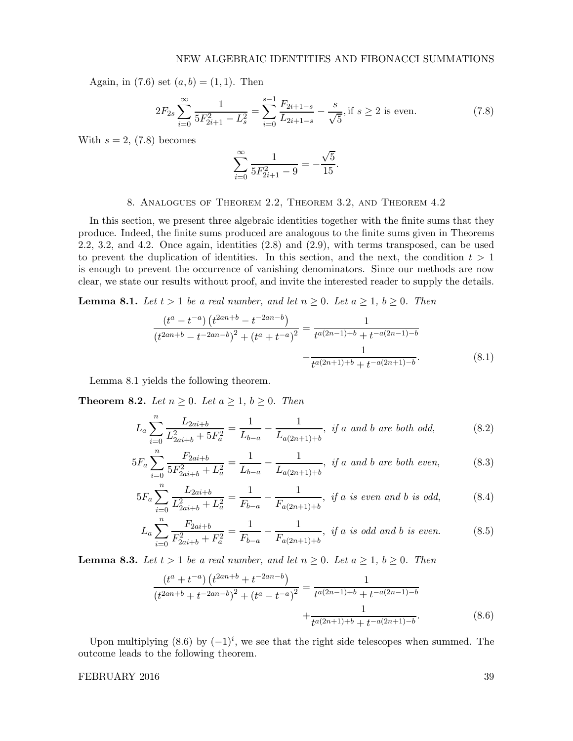Again, in (7.6) set $(a,b) = (1,1)$. Then

$$2F_{2s}\sum_{i=0}^{\infty}\frac{1}{5F_{2i+1}^2 - L_s^2} = \sum_{i=0}^{s-1}\frac{F_{2i+1-s}}{L_{2i+1-s}} - \frac{s}{\sqrt{5}}, \text{if } s \geq 2 \text{ is even.} \tag{7.8}$$

With $s = 2$, (7.8) becomes

$$\sum_{i=0}^{\infty}\frac{1}{5F_{2i+1}^2 - 9} = -\frac{\sqrt{5}}{15}.$$

## 8. Analogues of Theorem 2.2, Theorem 3.2, and Theorem 4.2

In this section, we present three algebraic identities together with the finite sums that they produce. Indeed, the finite sums produced are analogous to the finite sums given in Theorems 2.2, 3.2, and 4.2. Once again, identities (2.8) and (2.9), with terms transposed, can be used to prevent the duplication of identities. In this section, and the next, the condition $t > 1$ is enough to prevent the occurrence of vanishing denominators. Since our methods are now clear, we state our results without proof, and invite the interested reader to supply the details.

**Lemma 8.1.** *Let $t > 1$ be a real number, and let $n \geq 0$. Let $a \geq 1$, $b \geq 0$. Then*

$$\frac{\left(t^a - t^{-a}\right)\left(t^{2an+b} - t^{-2an-b}\right)}{\left(t^{2an+b} - t^{-2an-b}\right)^2 + \left(t^a + t^{-a}\right)^2} = \frac{1}{t^{a(2n-1)+b} + t^{-a(2n-1)-b}} - \frac{1}{t^{a(2n+1)+b} + t^{-a(2n+1)-b}}. \tag{8.1}$$

Lemma 8.1 yields the following theorem.

**Theorem 8.2.** *Let $n \geq 0$. Let $a \geq 1$, $b \geq 0$. Then*

$$L_a\sum_{i=0}^{n}\frac{L_{2ai+b}}{L_{2ai+b}^2 + 5F_a^2} = \frac{1}{L_{b-a}} - \frac{1}{L_{a(2n+1)+b}}, \text{ if } a \text{ and } b \text{ are both odd,} \tag{8.2}$$

$$5F_a\sum_{i=0}^{n}\frac{F_{2ai+b}}{5F_{2ai+b}^2 + L_a^2} = \frac{1}{L_{b-a}} - \frac{1}{L_{a(2n+1)+b}}, \text{ if } a \text{ and } b \text{ are both even,} \tag{8.3}$$

$$5F_a\sum_{i=0}^{n}\frac{L_{2ai+b}}{L_{2ai+b}^2 + L_a^2} = \frac{1}{F_{b-a}} - \frac{1}{F_{a(2n+1)+b}}, \text{ if } a \text{ is even and } b \text{ is odd,} \tag{8.4}$$

$$L_a\sum_{i=0}^{n}\frac{F_{2ai+b}}{F_{2ai+b}^2 + F_a^2} = \frac{1}{F_{b-a}} - \frac{1}{F_{a(2n+1)+b}}, \text{ if } a \text{ is odd and } b \text{ is even.} \tag{8.5}$$

**Lemma 8.3.** *Let $t > 1$ be a real number, and let $n \geq 0$. Let $a \geq 1$, $b \geq 0$. Then*

$$\frac{\left(t^a + t^{-a}\right)\left(t^{2an+b} + t^{-2an-b}\right)}{\left(t^{2an+b} + t^{-2an-b}\right)^2 + \left(t^a - t^{-a}\right)^2} = \frac{1}{t^{a(2n-1)+b} + t^{-a(2n-1)-b}} + \frac{1}{t^{a(2n+1)+b} + t^{-a(2n+1)-b}}. \tag{8.6}$$

Upon multiplying (8.6) by $(-1)^i$, we see that the right side telescopes when summed. The outcome leads to the following theorem.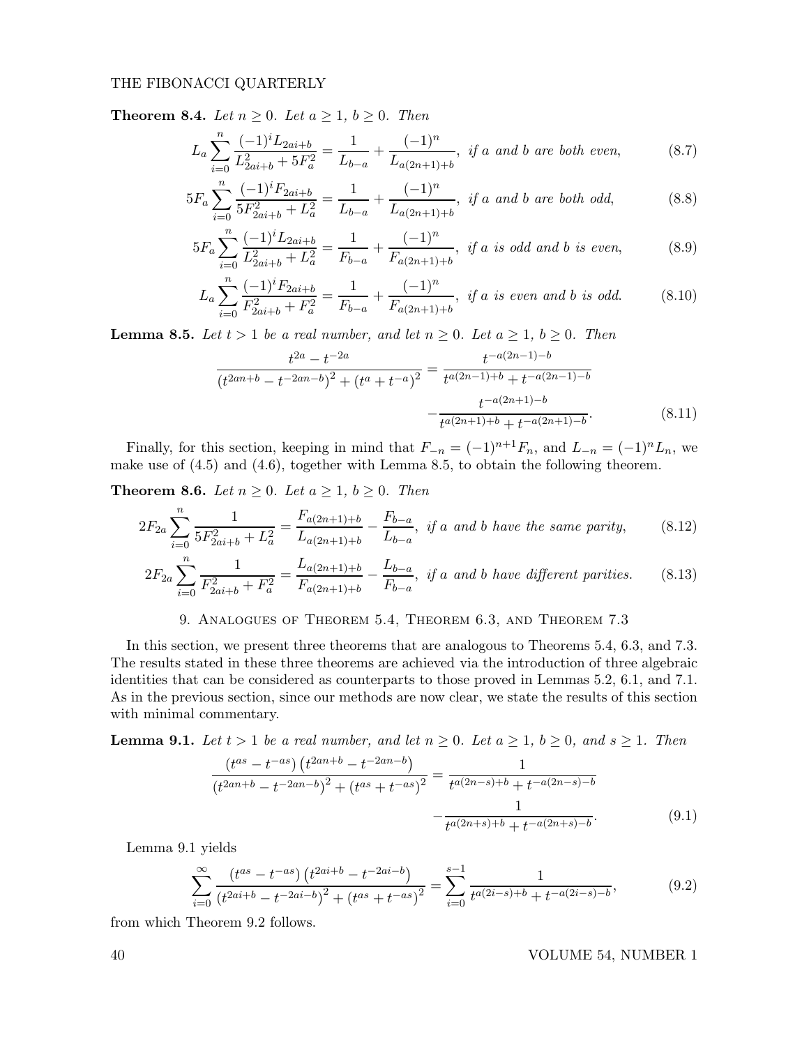**Theorem 8.4.** *Let $n \geq 0$. Let $a \geq 1$, $b \geq 0$. Then*

$$L_a \sum_{i=0}^{n} \frac{(-1)^i L_{2ai+b}}{L_{2ai+b}^2 + 5F_a^2} = \frac{1}{L_{b-a}} + \frac{(-1)^n}{L_{a(2n+1)+b}}, \text{ if } a \text{ and } b \text{ are both even,} \tag{8.7}$$

$$5F_a \sum_{i=0}^{n} \frac{(-1)^i F_{2ai+b}}{5F_{2ai+b}^2 + L_a^2} = \frac{1}{L_{b-a}} + \frac{(-1)^n}{L_{a(2n+1)+b}}, \text{ if } a \text{ and } b \text{ are both odd,} \tag{8.8}$$

$$5F_a \sum_{i=0}^{n} \frac{(-1)^i L_{2ai+b}}{L_{2ai+b}^2 + L_a^2} = \frac{1}{F_{b-a}} + \frac{(-1)^n}{F_{a(2n+1)+b}}, \text{ if } a \text{ is odd and } b \text{ is even,} \tag{8.9}$$

$$L_a \sum_{i=0}^{n} \frac{(-1)^i F_{2ai+b}}{F_{2ai+b}^2 + F_a^2} = \frac{1}{F_{b-a}} + \frac{(-1)^n}{F_{a(2n+1)+b}}, \text{ if } a \text{ is even and } b \text{ is odd.} \tag{8.10}$$

**Lemma 8.5.** *Let $t > 1$ be a real number, and let $n \geq 0$. Let $a \geq 1$, $b \geq 0$. Then*

$$\frac{t^{2a} - t^{-2a}}{\left(t^{2an+b} - t^{-2an-b}\right)^2 + \left(t^a + t^{-a}\right)^2} = \frac{t^{-a(2n-1)-b}}{t^{a(2n-1)+b} + t^{-a(2n-1)-b}} - \frac{t^{-a(2n+1)-b}}{t^{a(2n+1)+b} + t^{-a(2n+1)-b}}. \tag{8.11}$$

Finally, for this section, keeping in mind that $F_{-n} = (-1)^{n+1}F_n$, and $L_{-n} = (-1)^n L_n$, we make use of (4.5) and (4.6), together with Lemma 8.5, to obtain the following theorem.

**Theorem 8.6.** *Let $n \geq 0$. Let $a \geq 1$, $b \geq 0$. Then*

$$2F_{2a} \sum_{i=0}^{n} \frac{1}{5F_{2ai+b}^2 + L_a^2} = \frac{F_{a(2n+1)+b}}{L_{a(2n+1)+b}} - \frac{F_{b-a}}{L_{b-a}}, \text{ if } a \text{ and } b \text{ have the same parity,} \tag{8.12}$$

$$2F_{2a} \sum_{i=0}^{n} \frac{1}{F_{2ai+b}^2 + F_a^2} = \frac{L_{a(2n+1)+b}}{F_{a(2n+1)+b}} - \frac{L_{b-a}}{F_{b-a}}, \text{ if } a \text{ and } b \text{ have different parities.} \tag{8.13}$$

## 9. Analogues of Theorem 5.4, Theorem 6.3, and Theorem 7.3

In this section, we present three theorems that are analogous to Theorems 5.4, 6.3, and 7.3. The results stated in these three theorems are achieved via the introduction of three algebraic identities that can be considered as counterparts to those proved in Lemmas 5.2, 6.1, and 7.1. As in the previous section, since our methods are now clear, we state the results of this section with minimal commentary.

**Lemma 9.1.** *Let $t > 1$ be a real number, and let $n \geq 0$. Let $a \geq 1$, $b \geq 0$, and $s \geq 1$. Then*

$$\frac{\left(t^{as} - t^{-as}\right)\left(t^{2an+b} - t^{-2an-b}\right)}{\left(t^{2an+b} - t^{-2an-b}\right)^2 + \left(t^{as} + t^{-as}\right)^2} = \frac{1}{t^{a(2n-s)+b} + t^{-a(2n-s)-b}} - \frac{1}{t^{a(2n+s)+b} + t^{-a(2n+s)-b}}. \tag{9.1}$$

Lemma 9.1 yields

$$\sum_{i=0}^{\infty} \frac{\left(t^{as} - t^{-as}\right)\left(t^{2ai+b} - t^{-2ai-b}\right)}{\left(t^{2ai+b} - t^{-2ai-b}\right)^2 + \left(t^{as} + t^{-as}\right)^2} = \sum_{i=0}^{s-1} \frac{1}{t^{a(2i-s)+b} + t^{-a(2i-s)-b}}, \tag{9.2}$$

from which Theorem 9.2 follows.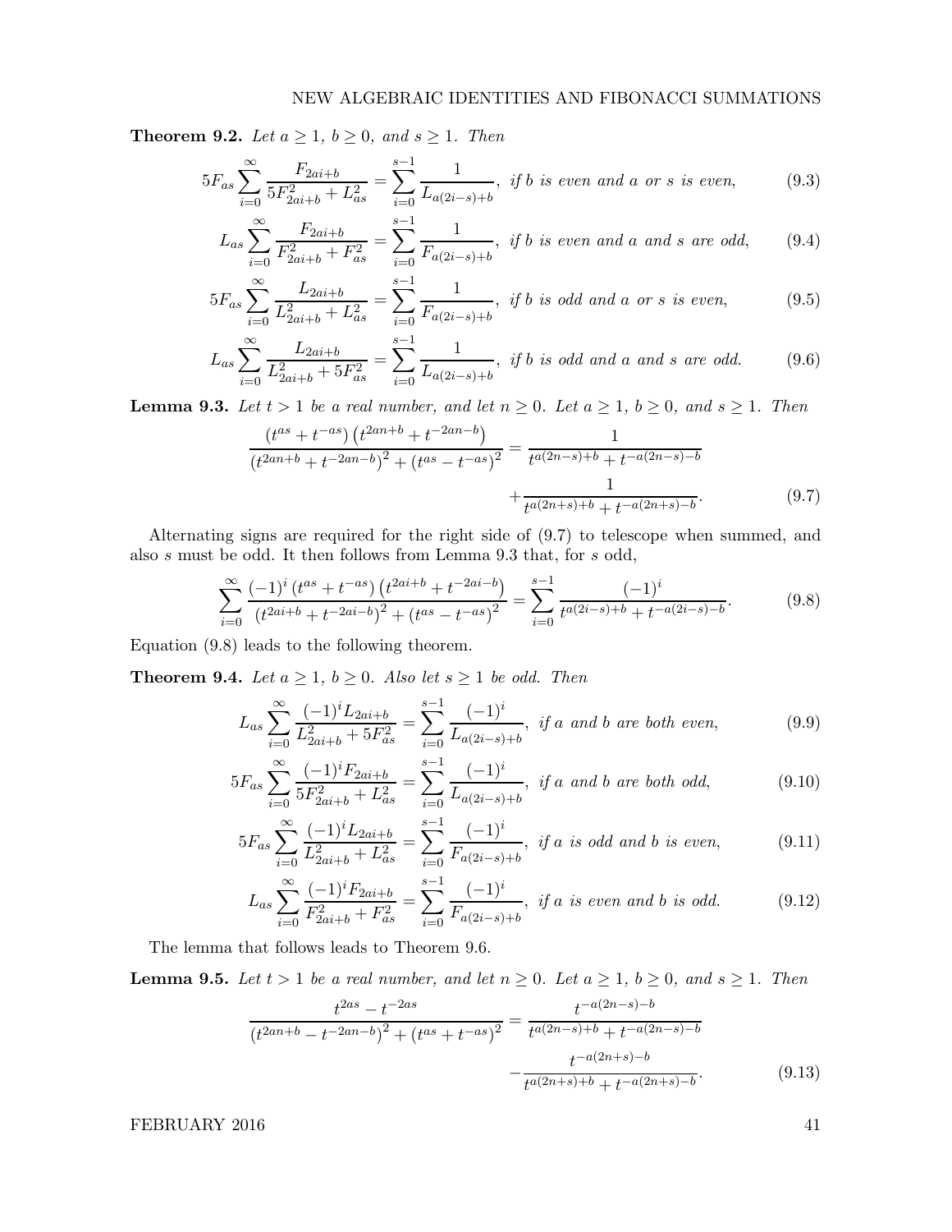**Theorem 9.2.** *Let $a \geq 1$, $b \geq 0$, and $s \geq 1$. Then*

$$5F_{as}\sum_{i=0}^{\infty}\frac{F_{2ai+b}}{5F_{2ai+b}^2+L_{as}^2}=\sum_{i=0}^{s-1}\frac{1}{L_{a(2i-s)+b}},\ \textit{if } b \textit{ is even and } a \textit{ or } s \textit{ is even},\tag{9.3}$$

$$L_{as}\sum_{i=0}^{\infty}\frac{F_{2ai+b}}{F_{2ai+b}^2+F_{as}^2}=\sum_{i=0}^{s-1}\frac{1}{F_{a(2i-s)+b}},\ \textit{if } b \textit{ is even and } a \textit{ and } s \textit{ are odd},\tag{9.4}$$

$$5F_{as}\sum_{i=0}^{\infty}\frac{L_{2ai+b}}{L_{2ai+b}^2+L_{as}^2}=\sum_{i=0}^{s-1}\frac{1}{F_{a(2i-s)+b}},\ \textit{if } b \textit{ is odd and } a \textit{ or } s \textit{ is even},\tag{9.5}$$

$$L_{as}\sum_{i=0}^{\infty}\frac{L_{2ai+b}}{L_{2ai+b}^2+5F_{as}^2}=\sum_{i=0}^{s-1}\frac{1}{L_{a(2i-s)+b}},\ \textit{if } b \textit{ is odd and } a \textit{ and } s \textit{ are odd}.\tag{9.6}$$

**Lemma 9.3.** *Let $t > 1$ be a real number, and let $n \geq 0$. Let $a \geq 1$, $b \geq 0$, and $s \geq 1$. Then*

$$\frac{\left(t^{as}+t^{-as}\right)\left(t^{2an+b}+t^{-2an-b}\right)}{\left(t^{2an+b}+t^{-2an-b}\right)^2+\left(t^{as}-t^{-as}\right)^2}=\frac{1}{t^{a(2n-s)+b}+t^{-a(2n-s)-b}}+\frac{1}{t^{a(2n+s)+b}+t^{-a(2n+s)-b}}.\tag{9.7}$$

Alternating signs are required for the right side of (9.7) to telescope when summed, and also $s$ must be odd. It then follows from Lemma 9.3 that, for $s$ odd,

$$\sum_{i=0}^{\infty}\frac{(-1)^i\left(t^{as}+t^{-as}\right)\left(t^{2ai+b}+t^{-2ai-b}\right)}{\left(t^{2ai+b}+t^{-2ai-b}\right)^2+\left(t^{as}-t^{-as}\right)^2}=\sum_{i=0}^{s-1}\frac{(-1)^i}{t^{a(2i-s)+b}+t^{-a(2i-s)-b}}.\tag{9.8}$$

Equation (9.8) leads to the following theorem.

**Theorem 9.4.** *Let $a \geq 1$, $b \geq 0$. Also let $s \geq 1$ be odd. Then*

$$L_{as}\sum_{i=0}^{\infty}\frac{(-1)^iL_{2ai+b}}{L_{2ai+b}^2+5F_{as}^2}=\sum_{i=0}^{s-1}\frac{(-1)^i}{L_{a(2i-s)+b}},\ \textit{if } a \textit{ and } b \textit{ are both even},\tag{9.9}$$

$$5F_{as}\sum_{i=0}^{\infty}\frac{(-1)^iF_{2ai+b}}{5F_{2ai+b}^2+L_{as}^2}=\sum_{i=0}^{s-1}\frac{(-1)^i}{L_{a(2i-s)+b}},\ \textit{if } a \textit{ and } b \textit{ are both odd},\tag{9.10}$$

$$5F_{as}\sum_{i=0}^{\infty}\frac{(-1)^iL_{2ai+b}}{L_{2ai+b}^2+L_{as}^2}=\sum_{i=0}^{s-1}\frac{(-1)^i}{F_{a(2i-s)+b}},\ \textit{if } a \textit{ is odd and } b \textit{ is even},\tag{9.11}$$

$$L_{as}\sum_{i=0}^{\infty}\frac{(-1)^iF_{2ai+b}}{F_{2ai+b}^2+F_{as}^2}=\sum_{i=0}^{s-1}\frac{(-1)^i}{F_{a(2i-s)+b}},\ \textit{if } a \textit{ is even and } b \textit{ is odd}.\tag{9.12}$$

The lemma that follows leads to Theorem 9.6.

**Lemma 9.5.** *Let $t > 1$ be a real number, and let $n \geq 0$. Let $a \geq 1$, $b \geq 0$, and $s \geq 1$. Then*

$$\frac{t^{2as}-t^{-2as}}{\left(t^{2an+b}-t^{-2an-b}\right)^2+\left(t^{as}+t^{-as}\right)^2}=\frac{t^{-a(2n-s)-b}}{t^{a(2n-s)+b}+t^{-a(2n-s)-b}}-\frac{t^{-a(2n+s)-b}}{t^{a(2n+s)+b}+t^{-a(2n+s)-b}}.\tag{9.13}$$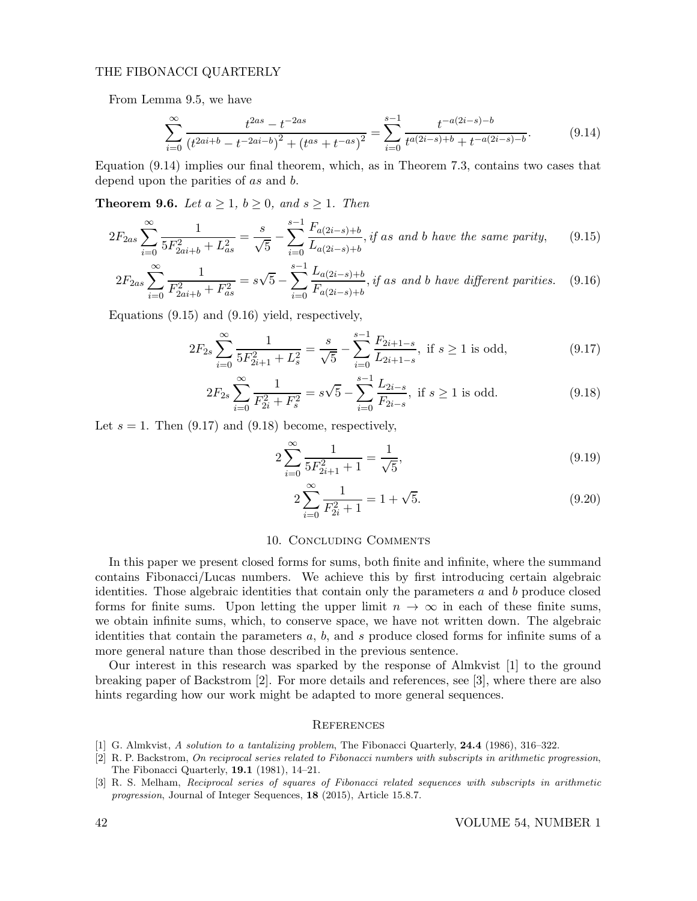From Lemma 9.5, we have

$$\sum_{i=0}^{\infty} \frac{t^{2as} - t^{-2as}}{\left(t^{2ai+b} - t^{-2ai-b}\right)^2 + \left(t^{as} + t^{-as}\right)^2} = \sum_{i=0}^{s-1} \frac{t^{-a(2i-s)-b}}{t^{a(2i-s)+b} + t^{-a(2i-s)-b}}. \tag{9.14}$$

Equation (9.14) implies our final theorem, which, as in Theorem 7.3, contains two cases that depend upon the parities of $as$ and $b$.

**Theorem 9.6.** *Let $a \geq 1$, $b \geq 0$, and $s \geq 1$. Then*

$$2F_{2as} \sum_{i=0}^{\infty} \frac{1}{5F_{2ai+b}^2 + L_{as}^2} = \frac{s}{\sqrt{5}} - \sum_{i=0}^{s-1} \frac{F_{a(2i-s)+b}}{L_{a(2i-s)+b}}, \text{ if } as \text{ and } b \text{ have the same parity}, \tag{9.15}$$

$$2F_{2as} \sum_{i=0}^{\infty} \frac{1}{F_{2ai+b}^2 + F_{as}^2} = s\sqrt{5} - \sum_{i=0}^{s-1} \frac{L_{a(2i-s)+b}}{F_{a(2i-s)+b}}, \text{ if } as \text{ and } b \text{ have different parities}. \tag{9.16}$$

Equations (9.15) and (9.16) yield, respectively,

$$2F_{2s} \sum_{i=0}^{\infty} \frac{1}{5F_{2i+1}^2 + L_s^2} = \frac{s}{\sqrt{5}} - \sum_{i=0}^{s-1} \frac{F_{2i+1-s}}{L_{2i+1-s}}, \text{ if } s \geq 1 \text{ is odd}, \tag{9.17}$$

$$2F_{2s} \sum_{i=0}^{\infty} \frac{1}{F_{2i}^2 + F_s^2} = s\sqrt{5} - \sum_{i=0}^{s-1} \frac{L_{2i-s}}{F_{2i-s}}, \text{ if } s \geq 1 \text{ is odd}. \tag{9.18}$$

Let $s = 1$. Then (9.17) and (9.18) become, respectively,

$$2 \sum_{i=0}^{\infty} \frac{1}{5F_{2i+1}^2 + 1} = \frac{1}{\sqrt{5}}, \tag{9.19}$$

$$2 \sum_{i=0}^{\infty} \frac{1}{F_{2i}^2 + 1} = 1 + \sqrt{5}. \tag{9.20}$$

## 10. Concluding Comments

In this paper we present closed forms for sums, both finite and infinite, where the summand contains Fibonacci/Lucas numbers. We achieve this by first introducing certain algebraic identities. Those algebraic identities that contain only the parameters $a$ and $b$ produce closed forms for finite sums. Upon letting the upper limit $n \to \infty$ in each of these finite sums, we obtain infinite sums, which, to conserve space, we have not written down. The algebraic identities that contain the parameters $a$, $b$, and $s$ produce closed forms for infinite sums of a more general nature than those described in the previous sentence.

Our interest in this research was sparked by the response of Almkvist [1] to the ground breaking paper of Backstrom [2]. For more details and references, see [3], where there are also hints regarding how our work might be adapted to more general sequences.

## References

[1] G. Almkvist, *A solution to a tantalizing problem*, The Fibonacci Quarterly, **24.4** (1986), 316–322.

[2] R. P. Backstrom, *On reciprocal series related to Fibonacci numbers with subscripts in arithmetic progression*, The Fibonacci Quarterly, **19.1** (1981), 14–21.

[3] R. S. Melham, *Reciprocal series of squares of Fibonacci related sequences with subscripts in arithmetic progression*, Journal of Integer Sequences, **18** (2015), Article 15.8.7.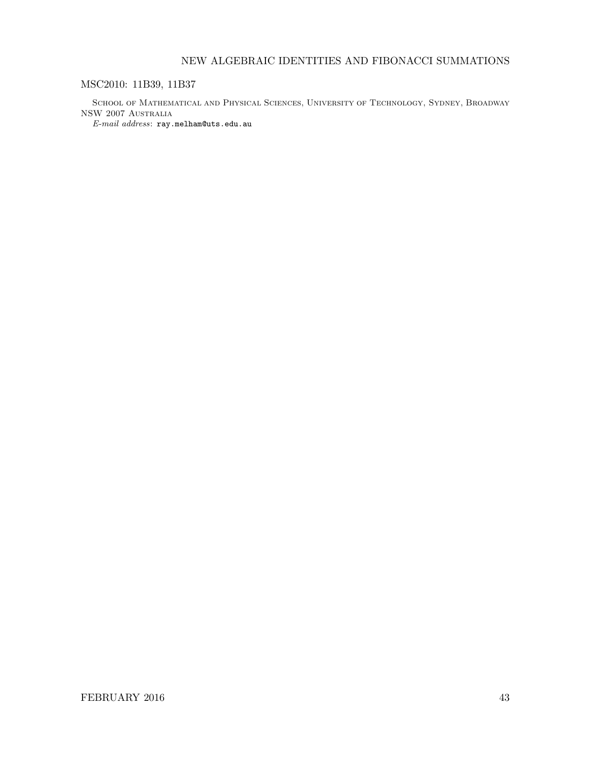MSC2010: 11B39, 11B37

School of Mathematical and Physical Sciences, University of Technology, Sydney, Broadway NSW 2007 Australia

*E-mail address*: ray.melham@uts.edu.au